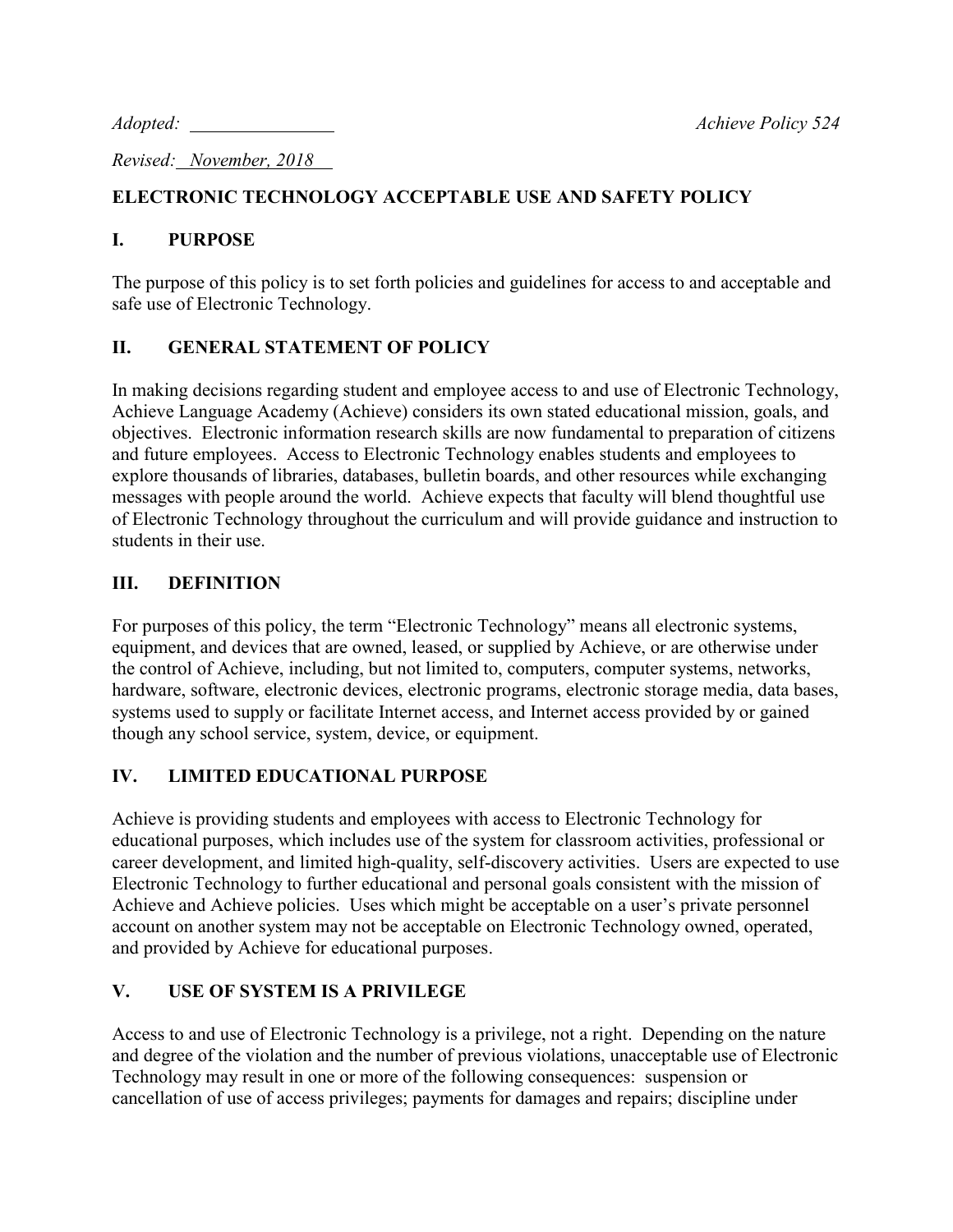*Adopted:* ________ *Achieve Policy 524*

*Revised: November, 2018*

# ELECTRONIC TECHNOLOGY ACCEPTABLE USE AND SAFETY POLICY

## I. PURPOSE

The purpose of this policy is to set forth policies and guidelines for access to and acceptable and safe use of Electronic Technology.

## II. GENERAL STATEMENT OF POLICY

In making decisions regarding student and employee access to and use of Electronic Technology, Achieve Language Academy (Achieve) considers its own stated educational mission, goals, and objectives. Electronic information research skills are now fundamental to preparation of citizens and future employees. Access to Electronic Technology enables students and employees to explore thousands of libraries, databases, bulletin boards, and other resources while exchanging messages with people around the world. Achieve expects that faculty will blend thoughtful use of Electronic Technology throughout the curriculum and will provide guidance and instruction to students in their use.

## III. DEFINITION

For purposes of this policy, the term "Electronic Technology" means all electronic systems, equipment, and devices that are owned, leased, or supplied by Achieve, or are otherwise under the control of Achieve, including, but not limited to, computers, computer systems, networks, hardware, software, electronic devices, electronic programs, electronic storage media, data bases, systems used to supply or facilitate Internet access, and Internet access provided by or gained though any school service, system, device, or equipment.

## IV. LIMITED EDUCATIONAL PURPOSE

Achieve is providing students and employees with access to Electronic Technology for educational purposes, which includes use of the system for classroom activities, professional or career development, and limited high-quality, self-discovery activities. Users are expected to use Electronic Technology to further educational and personal goals consistent with the mission of Achieve and Achieve policies. Uses which might be acceptable on a user's private personnel account on another system may not be acceptable on Electronic Technology owned, operated, and provided by Achieve for educational purposes.

## V. USE OF SYSTEM IS A PRIVILEGE

Access to and use of Electronic Technology is a privilege, not a right. Depending on the nature and degree of the violation and the number of previous violations, unacceptable use of Electronic Technology may result in one or more of the following consequences: suspension or cancellation of use of access privileges; payments for damages and repairs; discipline under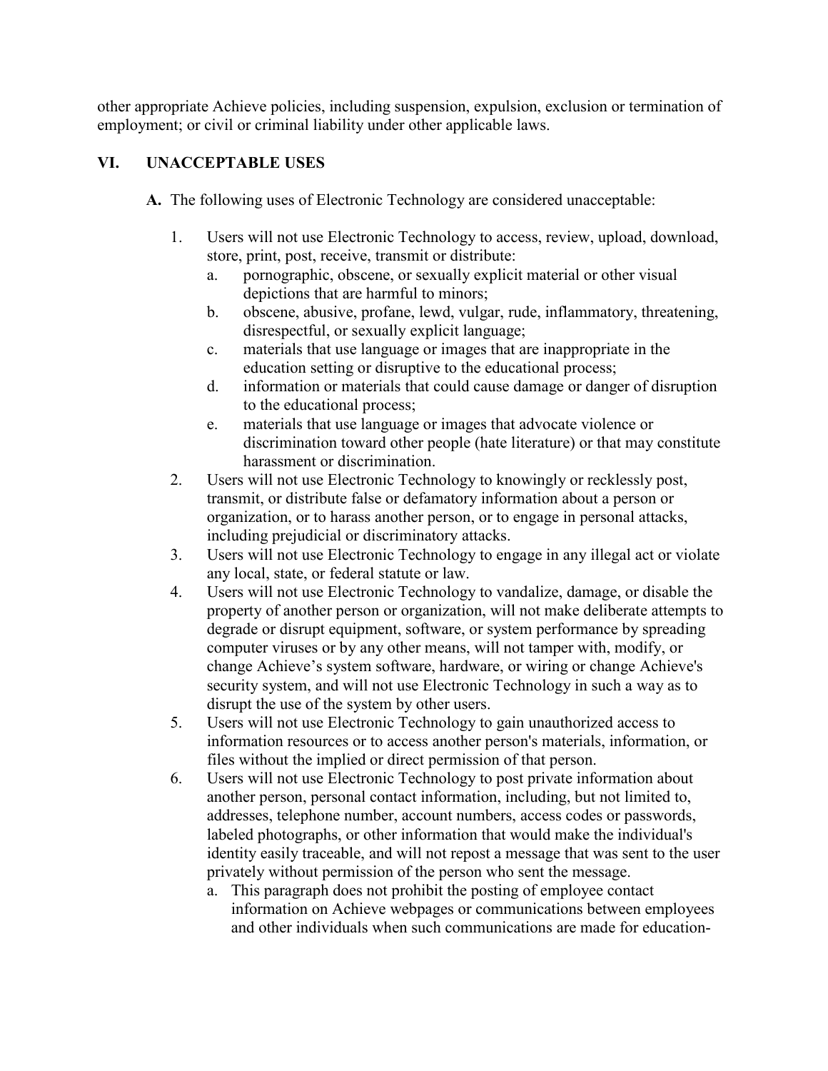other appropriate Achieve policies, including suspension, expulsion, exclusion or termination of employment; or civil or criminal liability under other applicable laws.

## VI. UNACCEPTABLE USES

**A.** The following uses of Electronic Technology are considered unacceptable:

1. Users will not use Electronic Technology to access, review, upload, download, store, print, post, receive, transmit or distribute:
   a. pornographic, obscene, or sexually explicit material or other visual depictions that are harmful to minors;
   b. obscene, abusive, profane, lewd, vulgar, rude, inflammatory, threatening, disrespectful, or sexually explicit language;
   c. materials that use language or images that are inappropriate in the education setting or disruptive to the educational process;
   d. information or materials that could cause damage or danger of disruption to the educational process;
   e. materials that use language or images that advocate violence or discrimination toward other people (hate literature) or that may constitute harassment or discrimination.
2. Users will not use Electronic Technology to knowingly or recklessly post, transmit, or distribute false or defamatory information about a person or organization, or to harass another person, or to engage in personal attacks, including prejudicial or discriminatory attacks.
3. Users will not use Electronic Technology to engage in any illegal act or violate any local, state, or federal statute or law.
4. Users will not use Electronic Technology to vandalize, damage, or disable the property of another person or organization, will not make deliberate attempts to degrade or disrupt equipment, software, or system performance by spreading computer viruses or by any other means, will not tamper with, modify, or change Achieve's system software, hardware, or wiring or change Achieve's security system, and will not use Electronic Technology in such a way as to disrupt the use of the system by other users.
5. Users will not use Electronic Technology to gain unauthorized access to information resources or to access another person's materials, information, or files without the implied or direct permission of that person.
6. Users will not use Electronic Technology to post private information about another person, personal contact information, including, but not limited to, addresses, telephone number, account numbers, access codes or passwords, labeled photographs, or other information that would make the individual's identity easily traceable, and will not repost a message that was sent to the user privately without permission of the person who sent the message.
   a. This paragraph does not prohibit the posting of employee contact information on Achieve webpages or communications between employees and other individuals when such communications are made for education-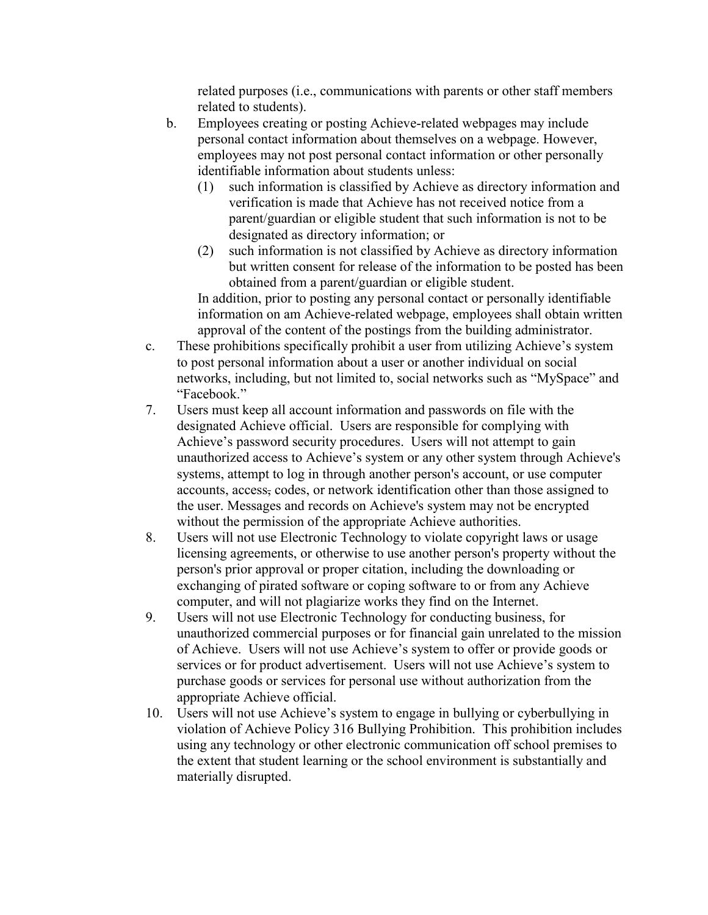related purposes (i.e., communications with parents or other staff members related to students).

b. Employees creating or posting Achieve-related webpages may include personal contact information about themselves on a webpage. However, employees may not post personal contact information or other personally identifiable information about students unless:

   (1) such information is classified by Achieve as directory information and verification is made that Achieve has not received notice from a parent/guardian or eligible student that such information is not to be designated as directory information; or

   (2) such information is not classified by Achieve as directory information but written consent for release of the information to be posted has been obtained from a parent/guardian or eligible student.

   In addition, prior to posting any personal contact or personally identifiable information on am Achieve-related webpage, employees shall obtain written approval of the content of the postings from the building administrator.

c. These prohibitions specifically prohibit a user from utilizing Achieve's system to post personal information about a user or another individual on social networks, including, but not limited to, social networks such as "MySpace" and "Facebook."

7. Users must keep all account information and passwords on file with the designated Achieve official. Users are responsible for complying with Achieve's password security procedures. Users will not attempt to gain unauthorized access to Achieve's system or any other system through Achieve's systems, attempt to log in through another person's account, or use computer accounts, access, codes, or network identification other than those assigned to the user. Messages and records on Achieve's system may not be encrypted without the permission of the appropriate Achieve authorities.

8. Users will not use Electronic Technology to violate copyright laws or usage licensing agreements, or otherwise to use another person's property without the person's prior approval or proper citation, including the downloading or exchanging of pirated software or coping software to or from any Achieve computer, and will not plagiarize works they find on the Internet.

9. Users will not use Electronic Technology for conducting business, for unauthorized commercial purposes or for financial gain unrelated to the mission of Achieve. Users will not use Achieve's system to offer or provide goods or services or for product advertisement. Users will not use Achieve's system to purchase goods or services for personal use without authorization from the appropriate Achieve official.

10. Users will not use Achieve's system to engage in bullying or cyberbullying in violation of Achieve Policy 316 Bullying Prohibition. This prohibition includes using any technology or other electronic communication off school premises to the extent that student learning or the school environment is substantially and materially disrupted.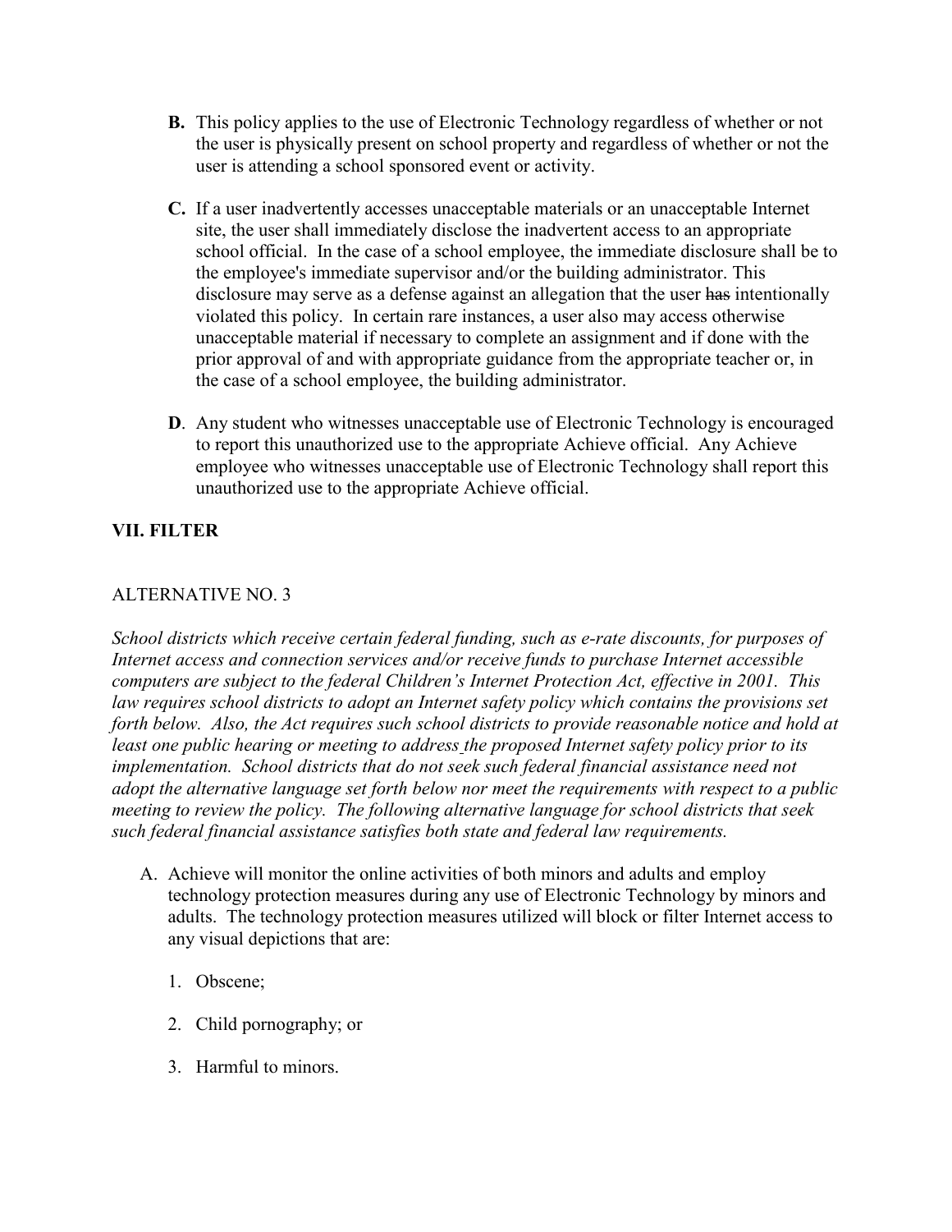**B.** This policy applies to the use of Electronic Technology regardless of whether or not the user is physically present on school property and regardless of whether or not the user is attending a school sponsored event or activity.

**C.** If a user inadvertently accesses unacceptable materials or an unacceptable Internet site, the user shall immediately disclose the inadvertent access to an appropriate school official. In the case of a school employee, the immediate disclosure shall be to the employee's immediate supervisor and/or the building administrator. This disclosure may serve as a defense against an allegation that the user ~~has~~ intentionally violated this policy. In certain rare instances, a user also may access otherwise unacceptable material if necessary to complete an assignment and if done with the prior approval of and with appropriate guidance from the appropriate teacher or, in the case of a school employee, the building administrator.

**D**. Any student who witnesses unacceptable use of Electronic Technology is encouraged to report this unauthorized use to the appropriate Achieve official. Any Achieve employee who witnesses unacceptable use of Electronic Technology shall report this unauthorized use to the appropriate Achieve official.

## VII. FILTER

ALTERNATIVE NO. 3

*School districts which receive certain federal funding, such as e-rate discounts, for purposes of Internet access and connection services and/or receive funds to purchase Internet accessible computers are subject to the federal Children's Internet Protection Act, effective in 2001. This law requires school districts to adopt an Internet safety policy which contains the provisions set forth below. Also, the Act requires such school districts to provide reasonable notice and hold at least one public hearing or meeting to address the proposed Internet safety policy prior to its implementation. School districts that do not seek such federal financial assistance need not adopt the alternative language set forth below nor meet the requirements with respect to a public meeting to review the policy. The following alternative language for school districts that seek such federal financial assistance satisfies both state and federal law requirements.*

A. Achieve will monitor the online activities of both minors and adults and employ technology protection measures during any use of Electronic Technology by minors and adults. The technology protection measures utilized will block or filter Internet access to any visual depictions that are:

    1. Obscene;

    2. Child pornography; or

    3. Harmful to minors.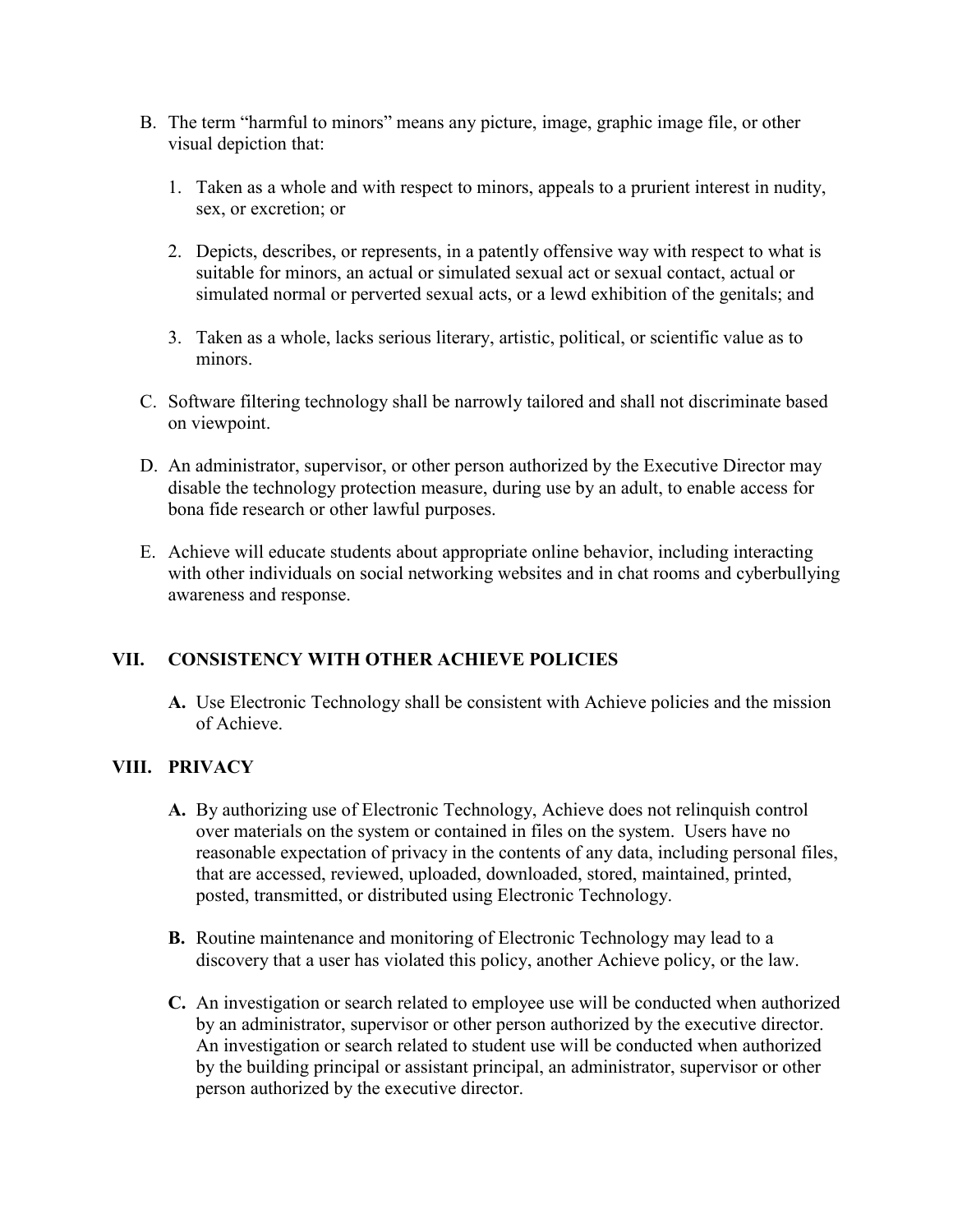B. The term "harmful to minors" means any picture, image, graphic image file, or other visual depiction that:

   1. Taken as a whole and with respect to minors, appeals to a prurient interest in nudity, sex, or excretion; or

   2. Depicts, describes, or represents, in a patently offensive way with respect to what is suitable for minors, an actual or simulated sexual act or sexual contact, actual or simulated normal or perverted sexual acts, or a lewd exhibition of the genitals; and

   3. Taken as a whole, lacks serious literary, artistic, political, or scientific value as to minors.

C. Software filtering technology shall be narrowly tailored and shall not discriminate based on viewpoint.

D. An administrator, supervisor, or other person authorized by the Executive Director may disable the technology protection measure, during use by an adult, to enable access for bona fide research or other lawful purposes.

E. Achieve will educate students about appropriate online behavior, including interacting with other individuals on social networking websites and in chat rooms and cyberbullying awareness and response.

## VII. CONSISTENCY WITH OTHER ACHIEVE POLICIES

**A.** Use Electronic Technology shall be consistent with Achieve policies and the mission of Achieve.

## VIII. PRIVACY

**A.** By authorizing use of Electronic Technology, Achieve does not relinquish control over materials on the system or contained in files on the system. Users have no reasonable expectation of privacy in the contents of any data, including personal files, that are accessed, reviewed, uploaded, downloaded, stored, maintained, printed, posted, transmitted, or distributed using Electronic Technology.

**B.** Routine maintenance and monitoring of Electronic Technology may lead to a discovery that a user has violated this policy, another Achieve policy, or the law.

**C.** An investigation or search related to employee use will be conducted when authorized by an administrator, supervisor or other person authorized by the executive director. An investigation or search related to student use will be conducted when authorized by the building principal or assistant principal, an administrator, supervisor or other person authorized by the executive director.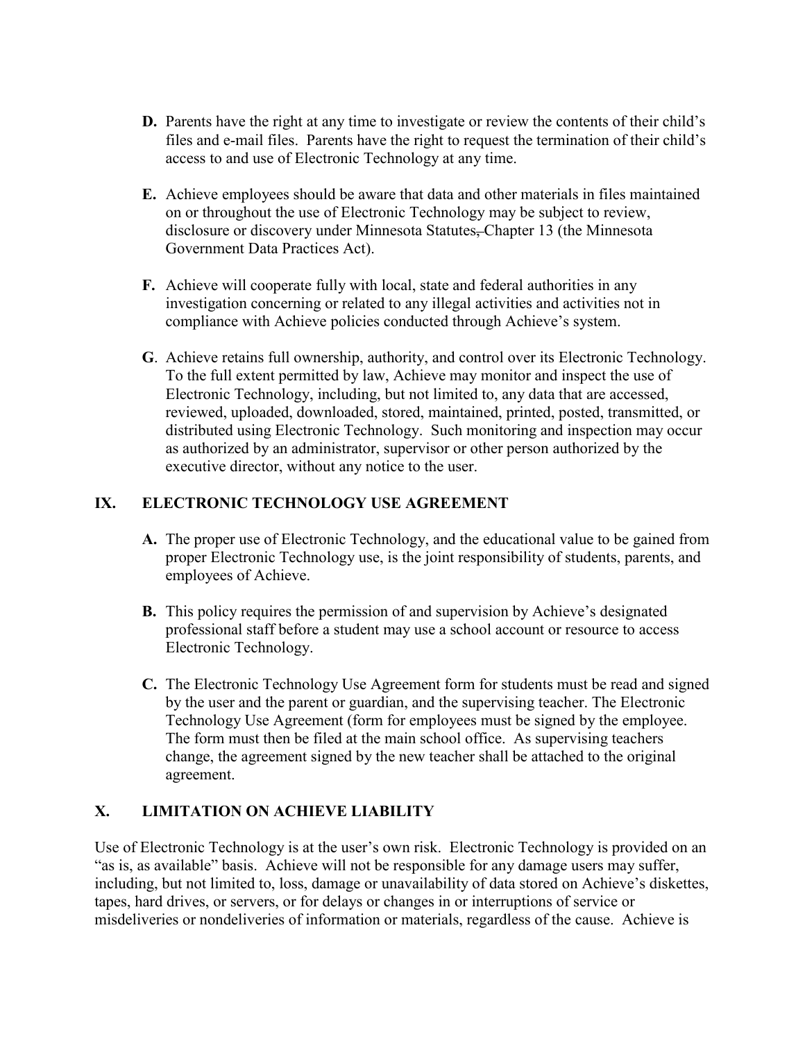**D.** Parents have the right at any time to investigate or review the contents of their child's files and e-mail files. Parents have the right to request the termination of their child's access to and use of Electronic Technology at any time.

**E.** Achieve employees should be aware that data and other materials in files maintained on or throughout the use of Electronic Technology may be subject to review, disclosure or discovery under Minnesota Statutes, Chapter 13 (the Minnesota Government Data Practices Act).

**F.** Achieve will cooperate fully with local, state and federal authorities in any investigation concerning or related to any illegal activities and activities not in compliance with Achieve policies conducted through Achieve's system.

**G**. Achieve retains full ownership, authority, and control over its Electronic Technology. To the full extent permitted by law, Achieve may monitor and inspect the use of Electronic Technology, including, but not limited to, any data that are accessed, reviewed, uploaded, downloaded, stored, maintained, printed, posted, transmitted, or distributed using Electronic Technology. Such monitoring and inspection may occur as authorized by an administrator, supervisor or other person authorized by the executive director, without any notice to the user.

## IX. ELECTRONIC TECHNOLOGY USE AGREEMENT

**A.** The proper use of Electronic Technology, and the educational value to be gained from proper Electronic Technology use, is the joint responsibility of students, parents, and employees of Achieve.

**B.** This policy requires the permission of and supervision by Achieve's designated professional staff before a student may use a school account or resource to access Electronic Technology.

**C.** The Electronic Technology Use Agreement form for students must be read and signed by the user and the parent or guardian, and the supervising teacher. The Electronic Technology Use Agreement (form for employees must be signed by the employee. The form must then be filed at the main school office. As supervising teachers change, the agreement signed by the new teacher shall be attached to the original agreement.

## X. LIMITATION ON ACHIEVE LIABILITY

Use of Electronic Technology is at the user's own risk. Electronic Technology is provided on an "as is, as available" basis. Achieve will not be responsible for any damage users may suffer, including, but not limited to, loss, damage or unavailability of data stored on Achieve's diskettes, tapes, hard drives, or servers, or for delays or changes in or interruptions of service or misdeliveries or nondeliveries of information or materials, regardless of the cause. Achieve is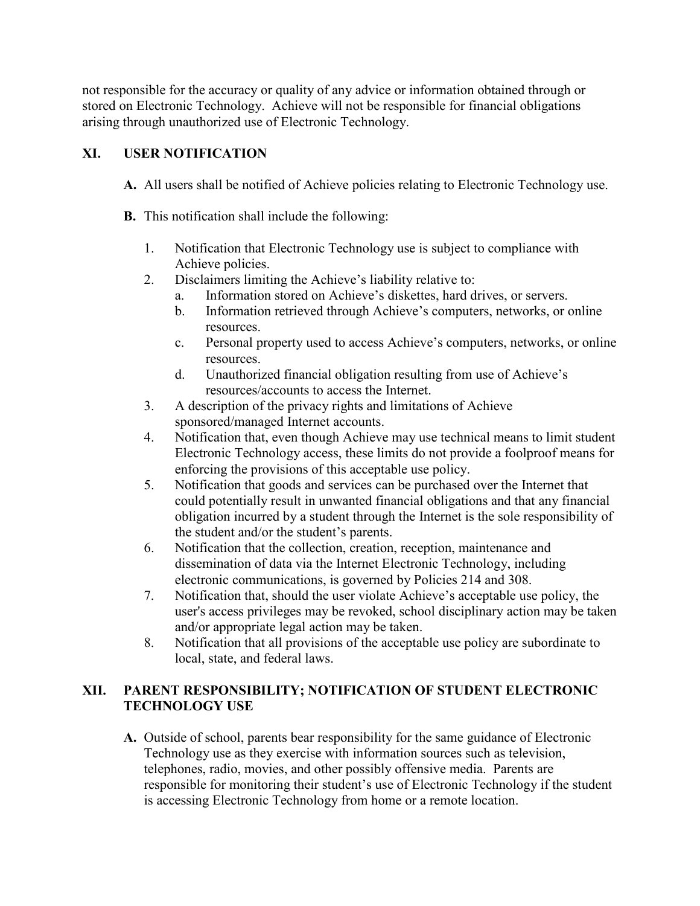not responsible for the accuracy or quality of any advice or information obtained through or stored on Electronic Technology. Achieve will not be responsible for financial obligations arising through unauthorized use of Electronic Technology.

## XI. USER NOTIFICATION

**A.** All users shall be notified of Achieve policies relating to Electronic Technology use.

**B.** This notification shall include the following:

1. Notification that Electronic Technology use is subject to compliance with Achieve policies.
2. Disclaimers limiting the Achieve's liability relative to:
   a. Information stored on Achieve's diskettes, hard drives, or servers.
   b. Information retrieved through Achieve's computers, networks, or online resources.
   c. Personal property used to access Achieve's computers, networks, or online resources.
   d. Unauthorized financial obligation resulting from use of Achieve's resources/accounts to access the Internet.
3. A description of the privacy rights and limitations of Achieve sponsored/managed Internet accounts.
4. Notification that, even though Achieve may use technical means to limit student Electronic Technology access, these limits do not provide a foolproof means for enforcing the provisions of this acceptable use policy.
5. Notification that goods and services can be purchased over the Internet that could potentially result in unwanted financial obligations and that any financial obligation incurred by a student through the Internet is the sole responsibility of the student and/or the student's parents.
6. Notification that the collection, creation, reception, maintenance and dissemination of data via the Internet Electronic Technology, including electronic communications, is governed by Policies 214 and 308.
7. Notification that, should the user violate Achieve's acceptable use policy, the user's access privileges may be revoked, school disciplinary action may be taken and/or appropriate legal action may be taken.
8. Notification that all provisions of the acceptable use policy are subordinate to local, state, and federal laws.

## XII. PARENT RESPONSIBILITY; NOTIFICATION OF STUDENT ELECTRONIC TECHNOLOGY USE

**A.** Outside of school, parents bear responsibility for the same guidance of Electronic Technology use as they exercise with information sources such as television, telephones, radio, movies, and other possibly offensive media. Parents are responsible for monitoring their student's use of Electronic Technology if the student is accessing Electronic Technology from home or a remote location.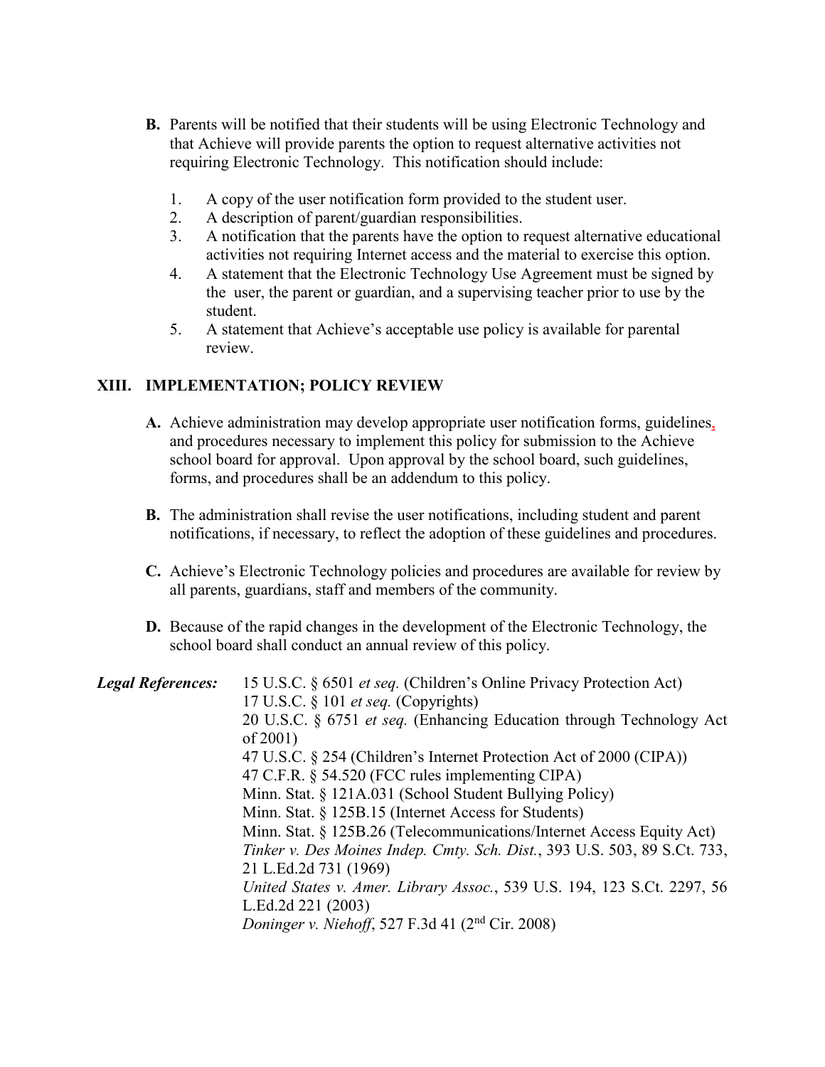**B.** Parents will be notified that their students will be using Electronic Technology and that Achieve will provide parents the option to request alternative activities not requiring Electronic Technology. This notification should include:

1. A copy of the user notification form provided to the student user.
2. A description of parent/guardian responsibilities.
3. A notification that the parents have the option to request alternative educational activities not requiring Internet access and the material to exercise this option.
4. A statement that the Electronic Technology Use Agreement must be signed by the user, the parent or guardian, and a supervising teacher prior to use by the student.
5. A statement that Achieve's acceptable use policy is available for parental review.

## XIII. IMPLEMENTATION; POLICY REVIEW

**A.** Achieve administration may develop appropriate user notification forms, guidelines, and procedures necessary to implement this policy for submission to the Achieve school board for approval. Upon approval by the school board, such guidelines, forms, and procedures shall be an addendum to this policy.

**B.** The administration shall revise the user notifications, including student and parent notifications, if necessary, to reflect the adoption of these guidelines and procedures.

**C.** Achieve's Electronic Technology policies and procedures are available for review by all parents, guardians, staff and members of the community.

**D.** Because of the rapid changes in the development of the Electronic Technology, the school board shall conduct an annual review of this policy.

***Legal References:***

15 U.S.C. § 6501 *et seq.* (Children's Online Privacy Protection Act)
17 U.S.C. § 101 *et seq.* (Copyrights)
20 U.S.C. § 6751 *et seq.* (Enhancing Education through Technology Act of 2001)
47 U.S.C. § 254 (Children's Internet Protection Act of 2000 (CIPA))
47 C.F.R. § 54.520 (FCC rules implementing CIPA)
Minn. Stat. § 121A.031 (School Student Bullying Policy)
Minn. Stat. § 125B.15 (Internet Access for Students)
Minn. Stat. § 125B.26 (Telecommunications/Internet Access Equity Act)
*Tinker v. Des Moines Indep. Cmty. Sch. Dist.*, 393 U.S. 503, 89 S.Ct. 733, 21 L.Ed.2d 731 (1969)
*United States v. Amer. Library Assoc.*, 539 U.S. 194, 123 S.Ct. 2297, 56 L.Ed.2d 221 (2003)
*Doninger v. Niehoff*, 527 F.3d 41 (2nd Cir. 2008)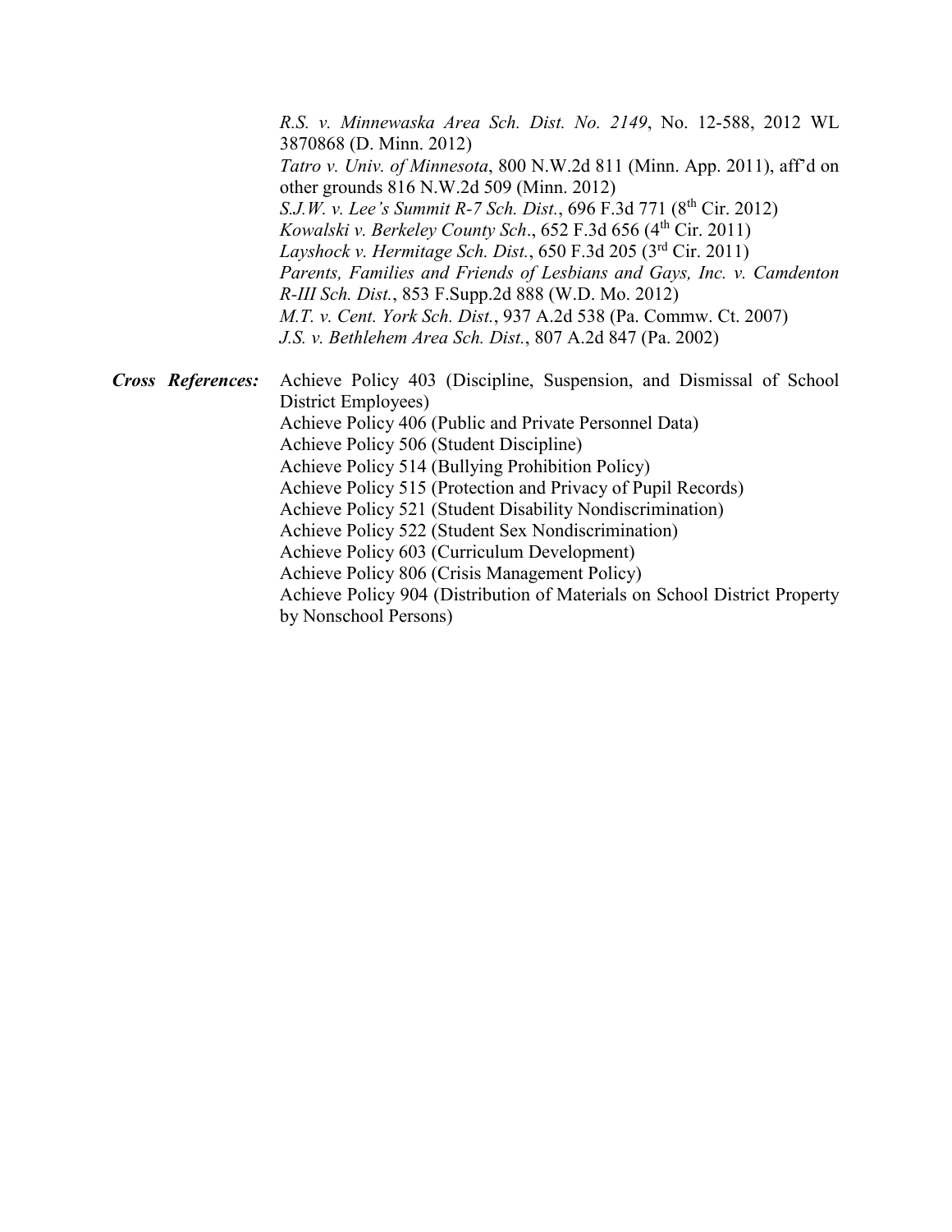*R.S. v. Minnewaska Area Sch. Dist. No. 2149*, No. 12-588, 2012 WL 3870868 (D. Minn. 2012)
*Tatro v. Univ. of Minnesota*, 800 N.W.2d 811 (Minn. App. 2011), aff'd on other grounds 816 N.W.2d 509 (Minn. 2012)
*S.J.W. v. Lee's Summit R-7 Sch. Dist.*, 696 F.3d 771 (8th Cir. 2012)
*Kowalski v. Berkeley County Sch*., 652 F.3d 656 (4th Cir. 2011)
*Layshock v. Hermitage Sch. Dist.*, 650 F.3d 205 (3rd Cir. 2011)
*Parents, Families and Friends of Lesbians and Gays, Inc. v. Camdenton R-III Sch. Dist.*, 853 F.Supp.2d 888 (W.D. Mo. 2012)
*M.T. v. Cent. York Sch. Dist.*, 937 A.2d 538 (Pa. Commw. Ct. 2007)
*J.S. v. Bethlehem Area Sch. Dist.*, 807 A.2d 847 (Pa. 2002)

***Cross References:*** Achieve Policy 403 (Discipline, Suspension, and Dismissal of School District Employees)
Achieve Policy 406 (Public and Private Personnel Data)
Achieve Policy 506 (Student Discipline)
Achieve Policy 514 (Bullying Prohibition Policy)
Achieve Policy 515 (Protection and Privacy of Pupil Records)
Achieve Policy 521 (Student Disability Nondiscrimination)
Achieve Policy 522 (Student Sex Nondiscrimination)
Achieve Policy 603 (Curriculum Development)
Achieve Policy 806 (Crisis Management Policy)
Achieve Policy 904 (Distribution of Materials on School District Property by Nonschool Persons)